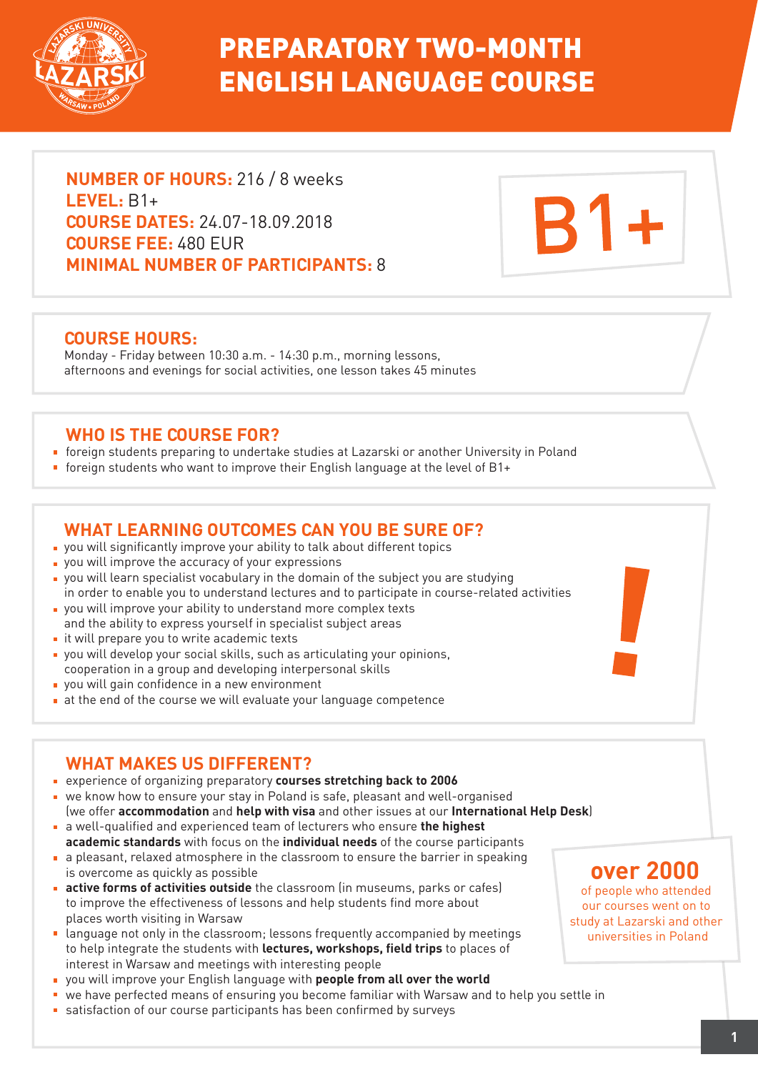# PREPARATORY TWO-MONTH ENGLISH LANGUAGE COURSE

**NUMBER OF HOURS:** 216 / 8 weeks
**LEVEL:** B1+
**COURSE DATES:** 24.07-18.09.2018
**COURSE FEE:** 480 EUR
**MINIMAL NUMBER OF PARTICIPANTS:** 8

B1+

## COURSE HOURS:

Monday - Friday between 10:30 a.m. - 14:30 p.m., morning lessons, afternoons and evenings for social activities, one lesson takes 45 minutes

## WHO IS THE COURSE FOR?

- foreign students preparing to undertake studies at Lazarski or another University in Poland
- foreign students who want to improve their English language at the level of B1+

## WHAT LEARNING OUTCOMES CAN YOU BE SURE OF?

- you will significantly improve your ability to talk about different topics
- you will improve the accuracy of your expressions
- you will learn specialist vocabulary in the domain of the subject you are studying in order to enable you to understand lectures and to participate in course-related activities
- you will improve your ability to understand more complex texts and the ability to express yourself in specialist subject areas
- it will prepare you to write academic texts
- you will develop your social skills, such as articulating your opinions, cooperation in a group and developing interpersonal skills
- you will gain confidence in a new environment
- at the end of the course we will evaluate your language competence

## WHAT MAKES US DIFFERENT?

- experience of organizing preparatory **courses stretching back to 2006**
- we know how to ensure your stay in Poland is safe, pleasant and well-organised (we offer **accommodation** and **help with visa** and other issues at our **International Help Desk**)
- a well-qualified and experienced team of lecturers who ensure **the highest academic standards** with focus on the **individual needs** of the course participants
- a pleasant, relaxed atmosphere in the classroom to ensure the barrier in speaking is overcome as quickly as possible
- **active forms of activities outside** the classroom (in museums, parks or cafes) to improve the effectiveness of lessons and help students find more about places worth visiting in Warsaw
- language not only in the classroom; lessons frequently accompanied by meetings to help integrate the students with **lectures, workshops, field trips** to places of interest in Warsaw and meetings with interesting people
- you will improve your English language with **people from all over the world**
- we have perfected means of ensuring you become familiar with Warsaw and to help you settle in
- satisfaction of our course participants has been confirmed by surveys

**over 2000**
of people who attended our courses went on to study at Lazarski and other universities in Poland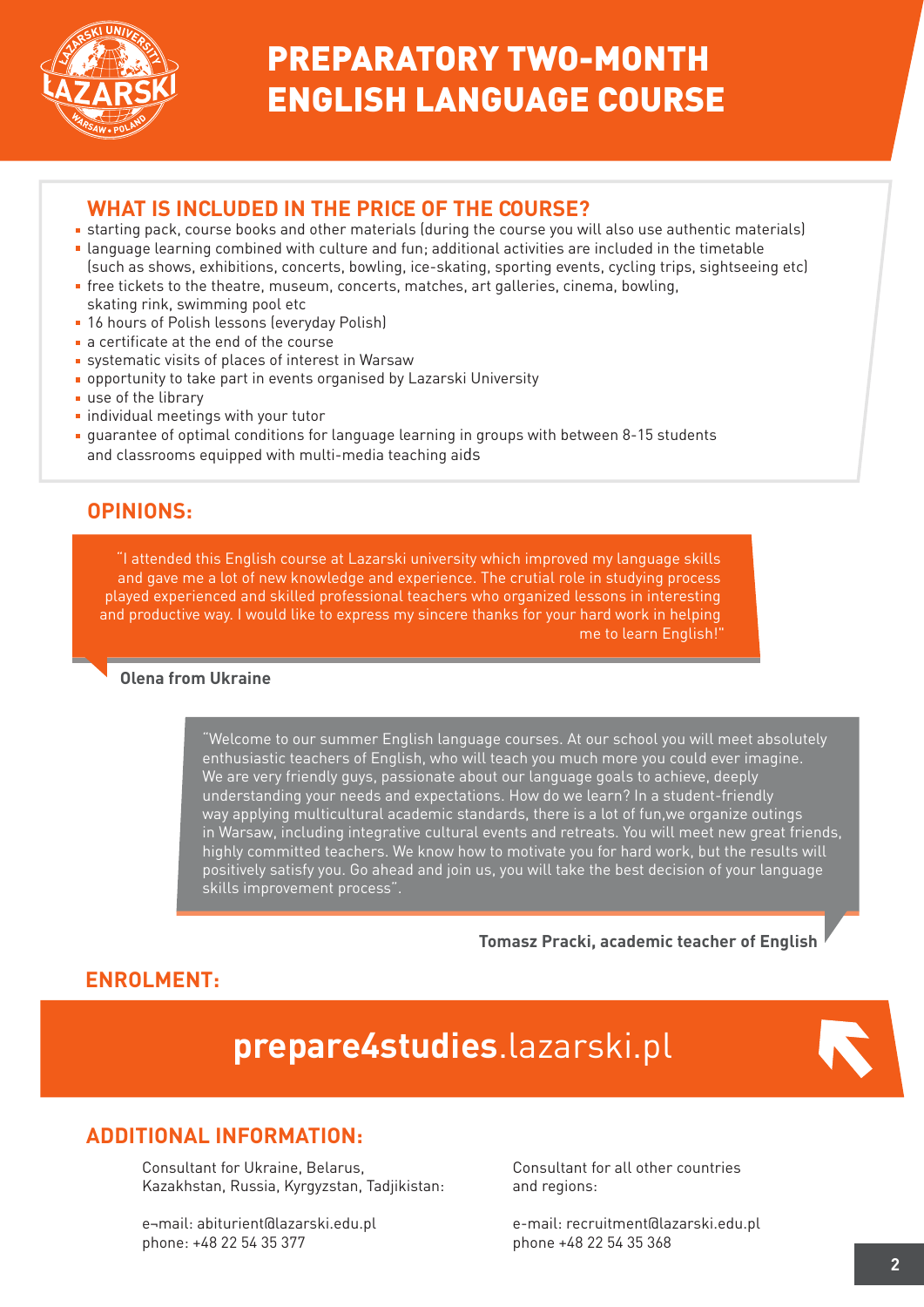# PREPARATORY TWO-MONTH ENGLISH LANGUAGE COURSE

## WHAT IS INCLUDED IN THE PRICE OF THE COURSE?

- starting pack, course books and other materials (during the course you will also use authentic materials)
- language learning combined with culture and fun; additional activities are included in the timetable (such as shows, exhibitions, concerts, bowling, ice-skating, sporting events, cycling trips, sightseeing etc)
- free tickets to the theatre, museum, concerts, matches, art galleries, cinema, bowling, skating rink, swimming pool etc
- 16 hours of Polish lessons (everyday Polish)
- a certificate at the end of the course
- systematic visits of places of interest in Warsaw
- opportunity to take part in events organised by Lazarski University
- use of the library
- individual meetings with your tutor
- guarantee of optimal conditions for language learning in groups with between 8-15 students and classrooms equipped with multi-media teaching aids

## OPINIONS:

"I attended this English course at Lazarski university which improved my language skills and gave me a lot of new knowledge and experience. The crutial role in studying process played experienced and skilled professional teachers who organized lessons in interesting and productive way. I would like to express my sincere thanks for your hard work in helping me to learn English!"

**Olena from Ukraine**

"Welcome to our summer English language courses. At our school you will meet absolutely enthusiastic teachers of English, who will teach you much more you could ever imagine. We are very friendly guys, passionate about our language goals to achieve, deeply understanding your needs and expectations. How do we learn? In a student-friendly way applying multicultural academic standards, there is a lot of fun,we organize outings in Warsaw, including integrative cultural events and retreats. You will meet new great friends, highly committed teachers. We know how to motivate you for hard work, but the results will positively satisfy you. Go ahead and join us, you will take the best decision of your language skills improvement process".

**Tomasz Pracki, academic teacher of English**

## ENROLMENT:

**prepare4studies**.lazarski.pl

## ADDITIONAL INFORMATION:

Consultant for Ukraine, Belarus, Kazakhstan, Russia, Kyrgyzstan, Tadjikistan:

e-mail: abiturient@lazarski.edu.pl
phone: +48 22 54 35 377

Consultant for all other countries and regions:

e-mail: recruitment@lazarski.edu.pl
phone +48 22 54 35 368